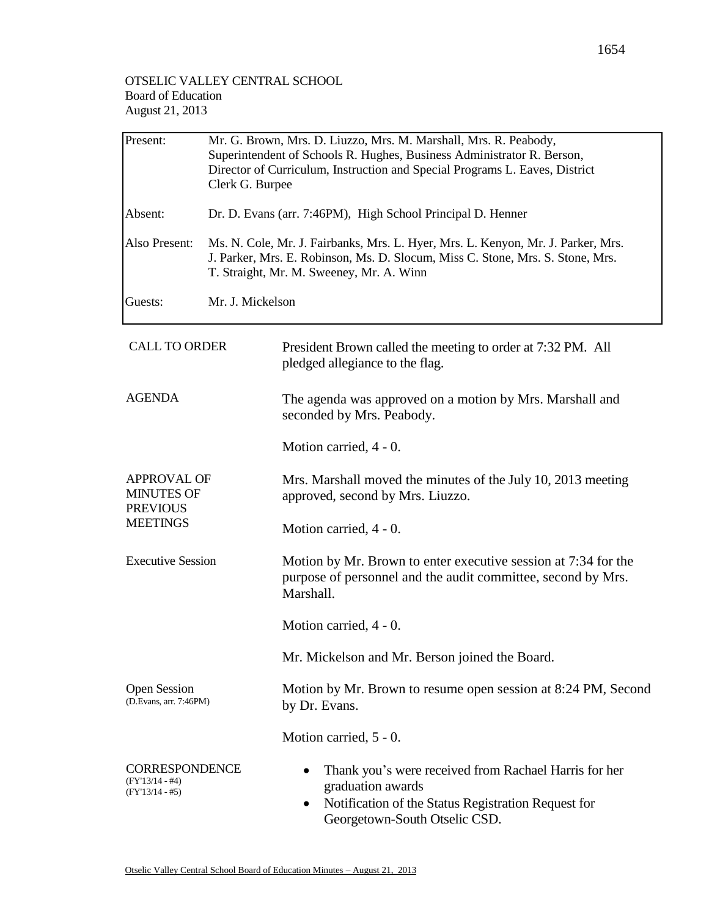OTSELIC VALLEY CENTRAL SCHOOL
Board of Education
August 21, 2013

| | |
|---|---|
| Present: | Mr. G. Brown, Mrs. D. Liuzzo, Mrs. M. Marshall, Mrs. R. Peabody, Superintendent of Schools R. Hughes, Business Administrator R. Berson, Director of Curriculum, Instruction and Special Programs L. Eaves, District Clerk G. Burpee |
| Absent: | Dr. D. Evans (arr. 7:46PM), High School Principal D. Henner |
| Also Present: | Ms. N. Cole, Mr. J. Fairbanks, Mrs. L. Hyer, Mrs. L. Kenyon, Mr. J. Parker, Mrs. J. Parker, Mrs. E. Robinson, Ms. D. Slocum, Miss C. Stone, Mrs. S. Stone, Mrs. T. Straight, Mr. M. Sweeney, Mr. A. Winn |
| Guests: | Mr. J. Mickelson |

**CALL TO ORDER**

President Brown called the meeting to order at 7:32 PM. All pledged allegiance to the flag.

**AGENDA**

The agenda was approved on a motion by Mrs. Marshall and seconded by Mrs. Peabody.

Motion carried, 4 - 0.

**APPROVAL OF MINUTES OF PREVIOUS MEETINGS**

Mrs. Marshall moved the minutes of the July 10, 2013 meeting approved, second by Mrs. Liuzzo.

Motion carried, 4 - 0.

**Executive Session**

Motion by Mr. Brown to enter executive session at 7:34 for the purpose of personnel and the audit committee, second by Mrs. Marshall.

Motion carried, 4 - 0.

Mr. Mickelson and Mr. Berson joined the Board.

**Open Session**
(D.Evans, arr. 7:46PM)

Motion by Mr. Brown to resume open session at 8:24 PM, Second by Dr. Evans.

Motion carried, 5 - 0.

**CORRESPONDENCE**
(FY'13/14 - #4)
(FY'13/14 - #5)

- Thank you's were received from Rachael Harris for her graduation awards
- Notification of the Status Registration Request for Georgetown-South Otselic CSD.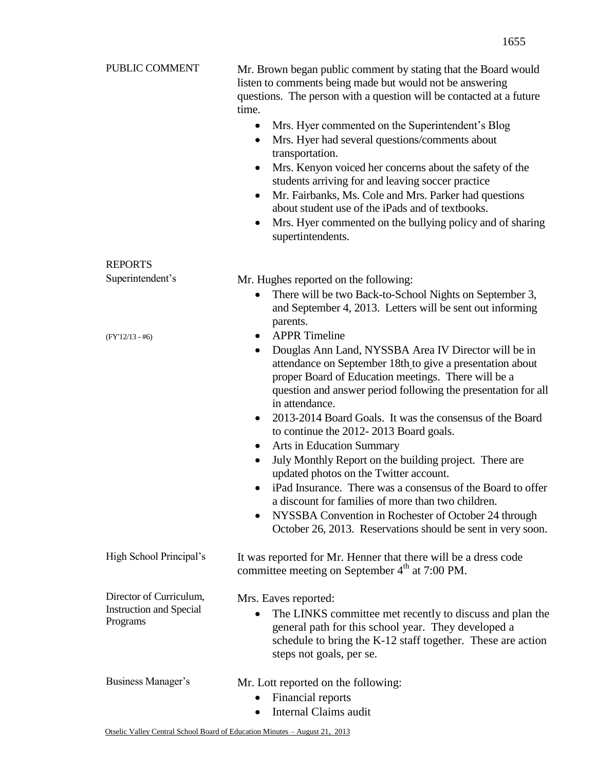**PUBLIC COMMENT**

Mr. Brown began public comment by stating that the Board would listen to comments being made but would not be answering questions. The person with a question will be contacted at a future time.

- Mrs. Hyer commented on the Superintendent's Blog
- Mrs. Hyer had several questions/comments about transportation.
- Mrs. Kenyon voiced her concerns about the safety of the students arriving for and leaving soccer practice
- Mr. Fairbanks, Ms. Cole and Mrs. Parker had questions about student use of the iPads and of textbooks.
- Mrs. Hyer commented on the bullying policy and of sharing supertintendents.

**REPORTS**

**Superintendent's**

Mr. Hughes reported on the following:

- There will be two Back-to-School Nights on September 3, and September 4, 2013. Letters will be sent out informing parents.
- APPR Timeline (FY'12/13 - #6)
- Douglas Ann Land, NYSSBA Area IV Director will be in attendance on September 18th to give a presentation about proper Board of Education meetings. There will be a question and answer period following the presentation for all in attendance.
- 2013-2014 Board Goals. It was the consensus of the Board to continue the 2012- 2013 Board goals.
- Arts in Education Summary
- July Monthly Report on the building project. There are updated photos on the Twitter account.
- iPad Insurance. There was a consensus of the Board to offer a discount for families of more than two children.
- NYSSBA Convention in Rochester of October 24 through October 26, 2013. Reservations should be sent in very soon.

**High School Principal's**

It was reported for Mr. Henner that there will be a dress code committee meeting on September 4th at 7:00 PM.

**Director of Curriculum, Instruction and Special Programs**

Mrs. Eaves reported:

- The LINKS committee met recently to discuss and plan the general path for this school year. They developed a schedule to bring the K-12 staff together. These are action steps not goals, per se.

**Business Manager's**

Mr. Lott reported on the following:

- Financial reports
- Internal Claims audit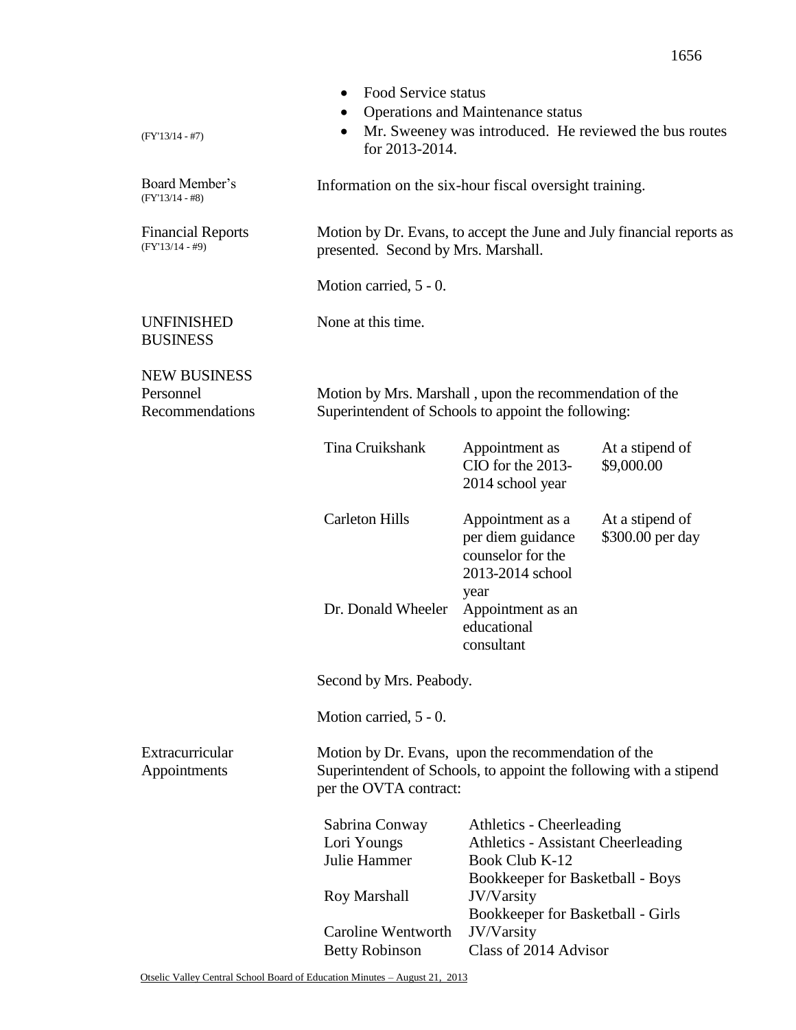- Food Service status
- Operations and Maintenance status
- Mr. Sweeney was introduced. He reviewed the bus routes for 2013-2014.

(FY'13/14 - #7)

**Board Member's** (FY'13/14 - #8)

Information on the six-hour fiscal oversight training.

**Financial Reports** (FY'13/14 - #9)

Motion by Dr. Evans, to accept the June and July financial reports as presented. Second by Mrs. Marshall.

Motion carried, 5 - 0.

## UNFINISHED BUSINESS

None at this time.

## NEW BUSINESS

**Personnel Recommendations**

Motion by Mrs. Marshall , upon the recommendation of the Superintendent of Schools to appoint the following:

| | | |
|---|---|---|
| Tina Cruikshank | Appointment as CIO for the 2013-2014 school year | At a stipend of $9,000.00 |
| Carleton Hills | Appointment as a per diem guidance counselor for the 2013-2014 school year | At a stipend of $300.00 per day |
| Dr. Donald Wheeler | Appointment as an educational consultant | |

Second by Mrs. Peabody.

Motion carried, 5 - 0.

**Extracurricular Appointments**

Motion by Dr. Evans, upon the recommendation of the Superintendent of Schools, to appoint the following with a stipend per the OVTA contract:

| | |
|---|---|
| Sabrina Conway | Athletics - Cheerleading |
| Lori Youngs | Athletics - Assistant Cheerleading |
| Julie Hammer | Book Club K-12 |
| Roy Marshall | Bookkeeper for Basketball - Boys JV/Varsity |
| Caroline Wentworth | Bookkeeper for Basketball - Girls JV/Varsity |
| Betty Robinson | Class of 2014 Advisor |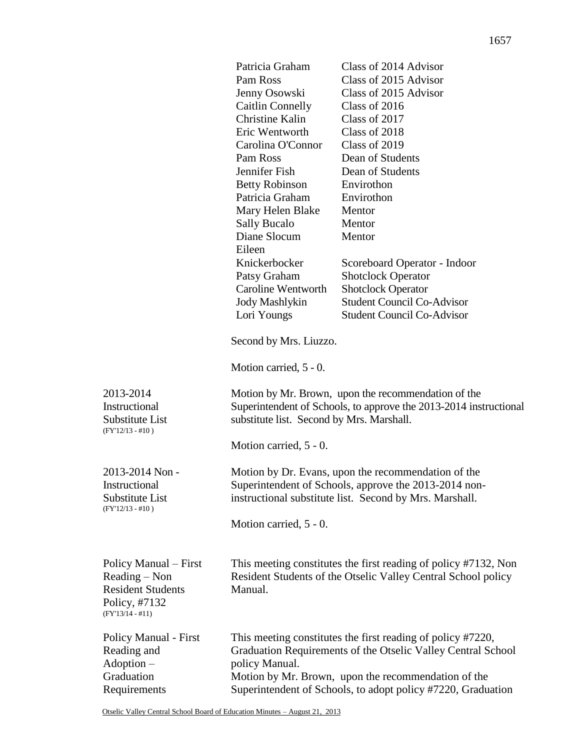| | |
|---|---|
| Patricia Graham | Class of 2014 Advisor |
| Pam Ross | Class of 2015 Advisor |
| Jenny Osowski | Class of 2015 Advisor |
| Caitlin Connelly | Class of 2016 |
| Christine Kalin | Class of 2017 |
| Eric Wentworth | Class of 2018 |
| Carolina O'Connor | Class of 2019 |
| Pam Ross | Dean of Students |
| Jennifer Fish | Dean of Students |
| Betty Robinson | Envirothon |
| Patricia Graham | Envirothon |
| Mary Helen Blake | Mentor |
| Sally Bucalo | Mentor |
| Diane Slocum | Mentor |
| Eileen Knickerbocker | Scoreboard Operator - Indoor |
| Patsy Graham | Shotclock Operator |
| Caroline Wentworth | Shotclock Operator |
| Jody Mashlykin | Student Council Co-Advisor |
| Lori Youngs | Student Council Co-Advisor |

Second by Mrs. Liuzzo.

Motion carried, 5 - 0.

**2013-2014 Instructional Substitute List** (FY'12/13 - #10 )

Motion by Mr. Brown, upon the recommendation of the Superintendent of Schools, to approve the 2013-2014 instructional substitute list. Second by Mrs. Marshall.

Motion carried, 5 - 0.

**2013-2014 Non - Instructional Substitute List** (FY'12/13 - #10 )

Motion by Dr. Evans, upon the recommendation of the Superintendent of Schools, approve the 2013-2014 non-instructional substitute list. Second by Mrs. Marshall.

Motion carried, 5 - 0.

**Policy Manual – First Reading – Non Resident Students Policy, #7132** (FY'13/14 - #11)

This meeting constitutes the first reading of policy #7132, Non Resident Students of the Otselic Valley Central School policy Manual.

**Policy Manual - First Reading and Adoption – Graduation Requirements**

This meeting constitutes the first reading of policy #7220, Graduation Requirements of the Otselic Valley Central School policy Manual.

Motion by Mr. Brown, upon the recommendation of the Superintendent of Schools, to adopt policy #7220, Graduation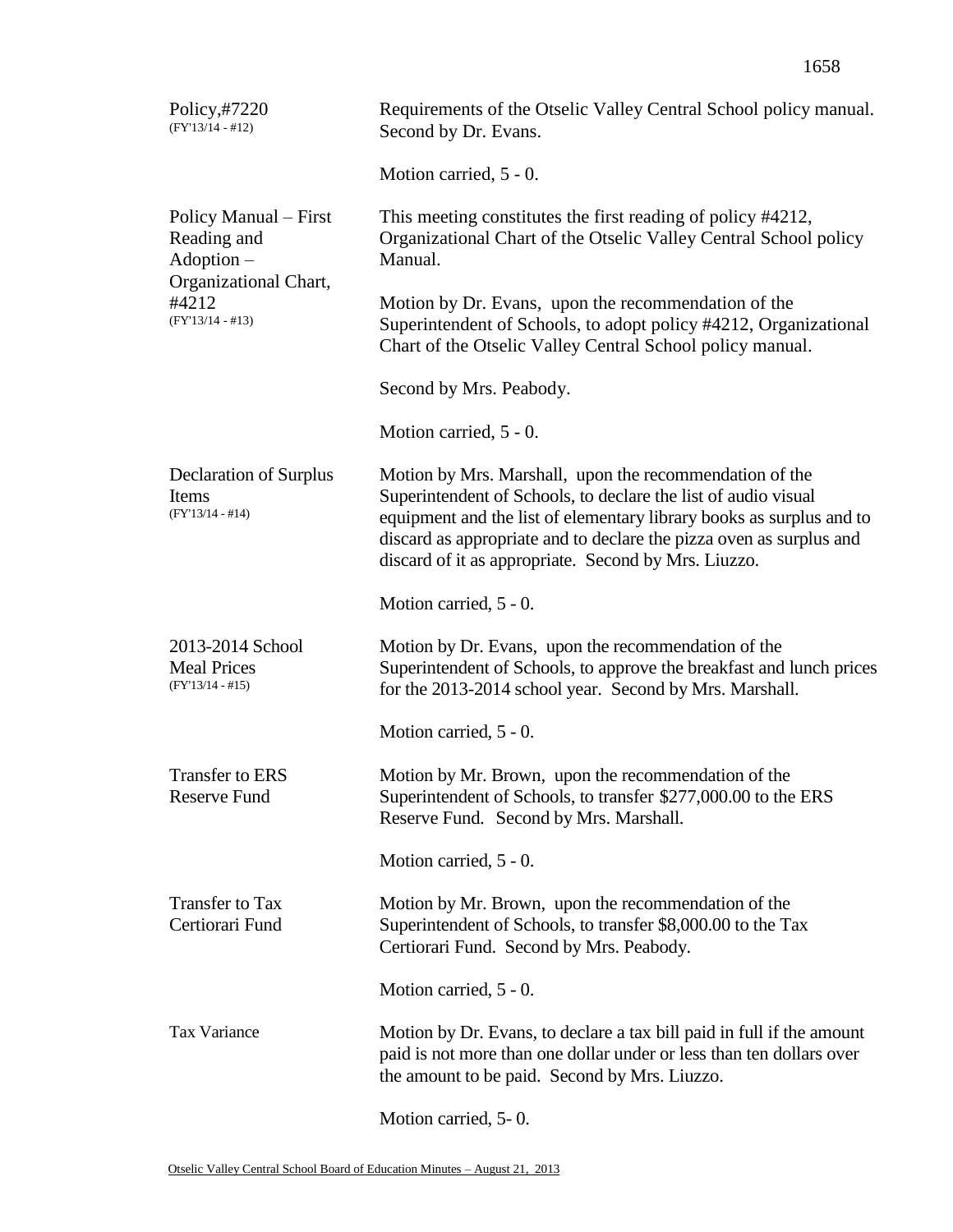**Policy,#7220**
(FY'13/14 - #12)

Requirements of the Otselic Valley Central School policy manual. Second by Dr. Evans.

Motion carried, 5 - 0.

**Policy Manual – First Reading and Adoption – Organizational Chart, #4212**
(FY'13/14 - #13)

This meeting constitutes the first reading of policy #4212, Organizational Chart of the Otselic Valley Central School policy Manual.

Motion by Dr. Evans, upon the recommendation of the Superintendent of Schools, to adopt policy #4212, Organizational Chart of the Otselic Valley Central School policy manual.

Second by Mrs. Peabody.

Motion carried, 5 - 0.

**Declaration of Surplus Items**
(FY'13/14 - #14)

Motion by Mrs. Marshall, upon the recommendation of the Superintendent of Schools, to declare the list of audio visual equipment and the list of elementary library books as surplus and to discard as appropriate and to declare the pizza oven as surplus and discard of it as appropriate. Second by Mrs. Liuzzo.

Motion carried, 5 - 0.

**2013-2014 School Meal Prices**
(FY'13/14 - #15)

Motion by Dr. Evans, upon the recommendation of the Superintendent of Schools, to approve the breakfast and lunch prices for the 2013-2014 school year. Second by Mrs. Marshall.

Motion carried, 5 - 0.

**Transfer to ERS Reserve Fund**

Motion by Mr. Brown, upon the recommendation of the Superintendent of Schools, to transfer $277,000.00 to the ERS Reserve Fund. Second by Mrs. Marshall.

Motion carried, 5 - 0.

**Transfer to Tax Certiorari Fund**

Motion by Mr. Brown, upon the recommendation of the Superintendent of Schools, to transfer $8,000.00 to the Tax Certiorari Fund. Second by Mrs. Peabody.

Motion carried, 5 - 0.

**Tax Variance**

Motion by Dr. Evans, to declare a tax bill paid in full if the amount paid is not more than one dollar under or less than ten dollars over the amount to be paid. Second by Mrs. Liuzzo.

Motion carried, 5- 0.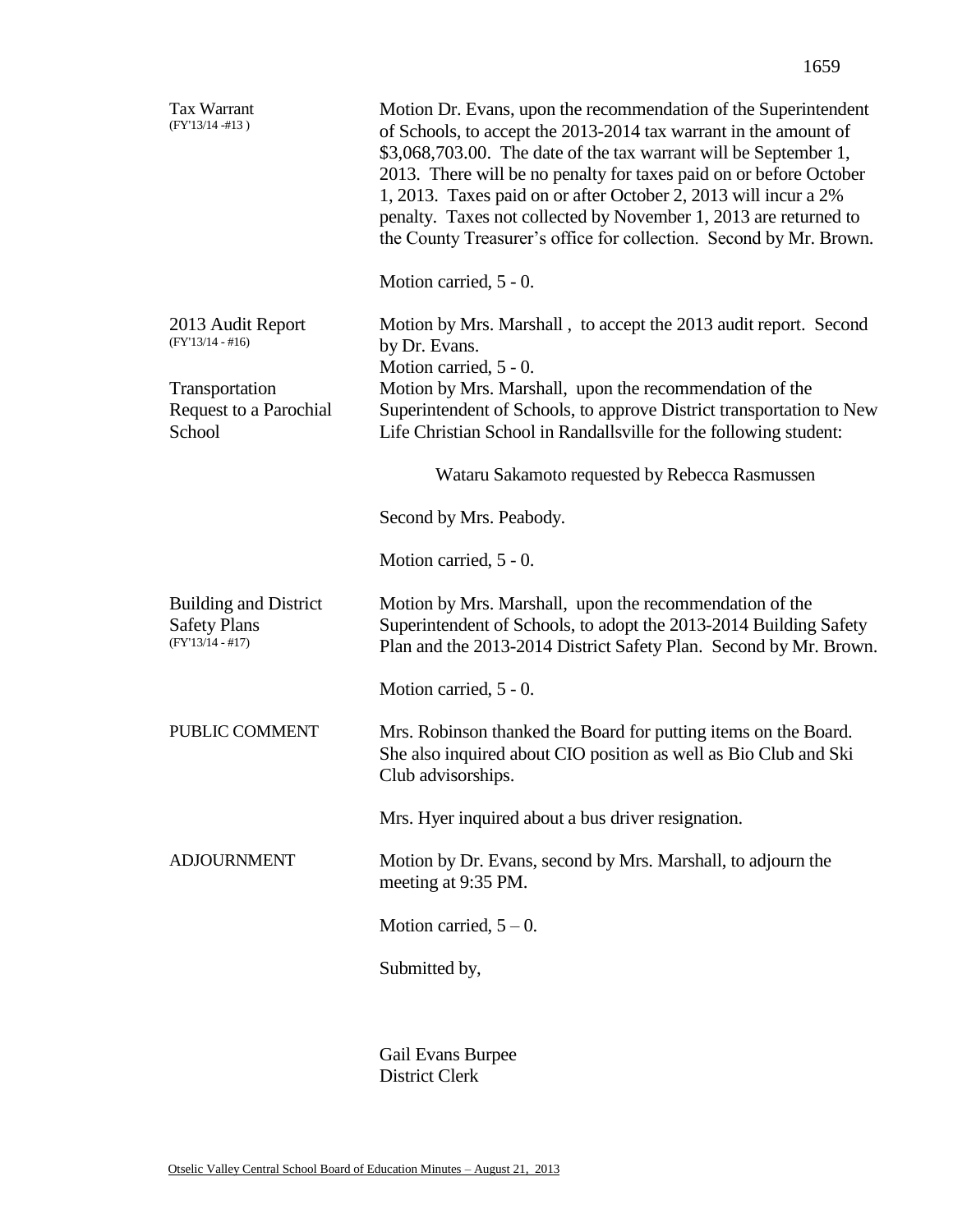**Tax Warrant**
(FY'13/14 -#13 )

Motion Dr. Evans, upon the recommendation of the Superintendent of Schools, to accept the 2013-2014 tax warrant in the amount of $3,068,703.00. The date of the tax warrant will be September 1, 2013. There will be no penalty for taxes paid on or before October 1, 2013. Taxes paid on or after October 2, 2013 will incur a 2% penalty. Taxes not collected by November 1, 2013 are returned to the County Treasurer's office for collection. Second by Mr. Brown.

Motion carried, 5 - 0.

**2013 Audit Report**
(FY'13/14 - #16)

Motion by Mrs. Marshall , to accept the 2013 audit report. Second by Dr. Evans.
Motion carried, 5 - 0.

**Transportation Request to a Parochial School**

Motion by Mrs. Marshall, upon the recommendation of the Superintendent of Schools, to approve District transportation to New Life Christian School in Randallsville for the following student:

Wataru Sakamoto requested by Rebecca Rasmussen

Second by Mrs. Peabody.

Motion carried, 5 - 0.

**Building and District Safety Plans**
(FY'13/14 - #17)

Motion by Mrs. Marshall, upon the recommendation of the Superintendent of Schools, to adopt the 2013-2014 Building Safety Plan and the 2013-2014 District Safety Plan. Second by Mr. Brown.

Motion carried, 5 - 0.

**PUBLIC COMMENT**

Mrs. Robinson thanked the Board for putting items on the Board. She also inquired about CIO position as well as Bio Club and Ski Club advisorships.

Mrs. Hyer inquired about a bus driver resignation.

**ADJOURNMENT**

Motion by Dr. Evans, second by Mrs. Marshall, to adjourn the meeting at 9:35 PM.

Motion carried, 5 – 0.

Submitted by,

Gail Evans Burpee
District Clerk